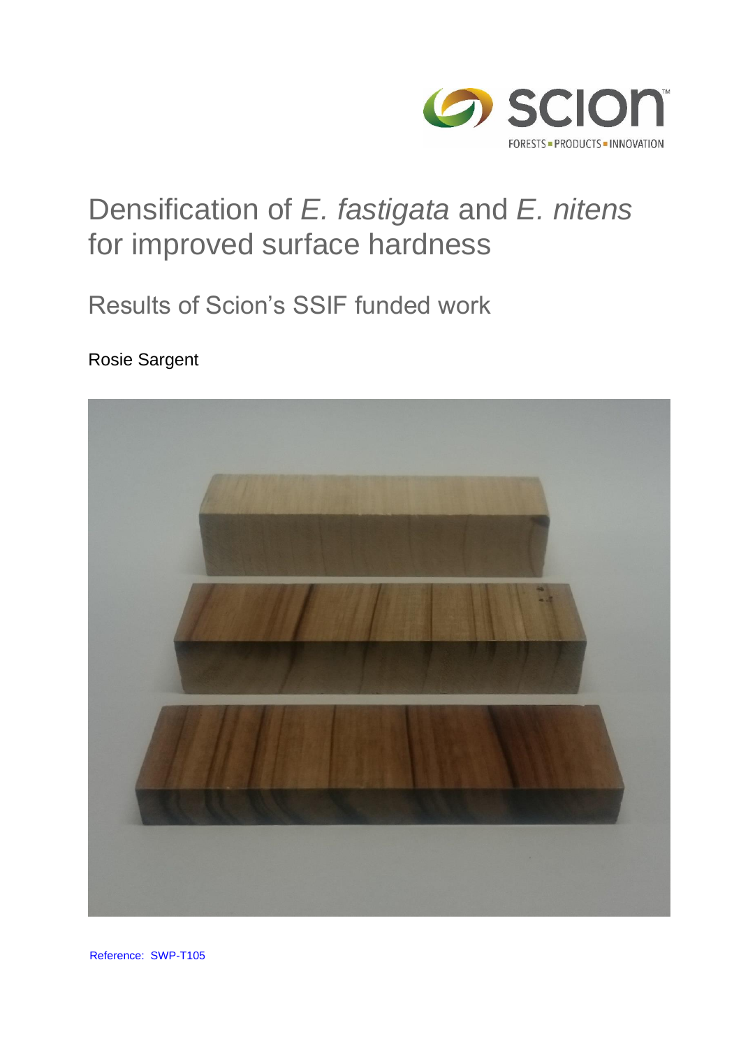# Densification of *E. fastigata* and *E. nitens* for improved surface hardness

## Results of Scion's SSIF funded work

Rosie Sargent

Reference: SWP-T105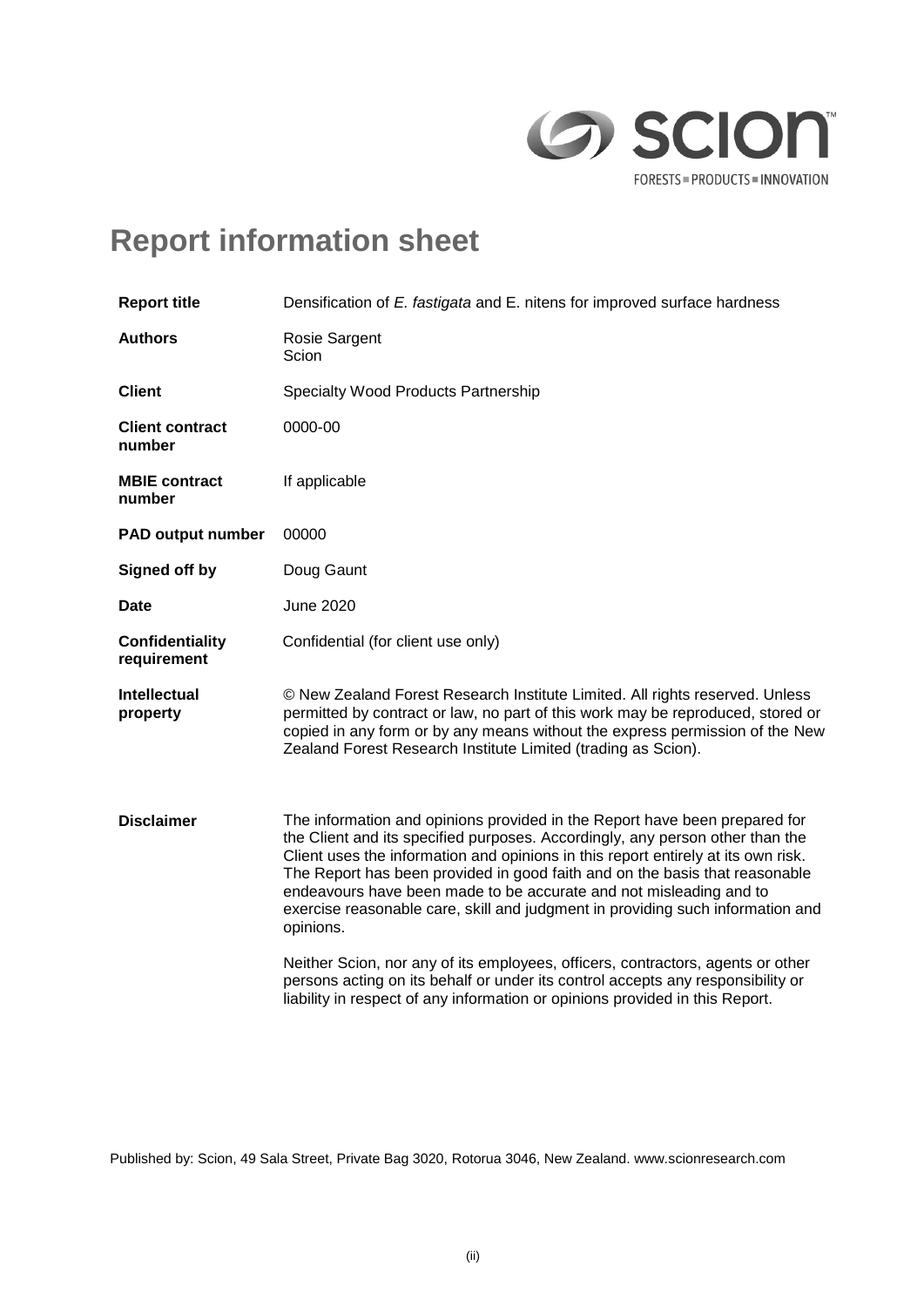# Report information sheet

| | |
|---|---|
| **Report title** | Densification of *E. fastigata* and E. nitens for improved surface hardness |
| **Authors** | Rosie Sargent<br>Scion |
| **Client** | Specialty Wood Products Partnership |
| **Client contract number** | 0000-00 |
| **MBIE contract number** | If applicable |
| **PAD output number** | 00000 |
| **Signed off by** | Doug Gaunt |
| **Date** | June 2020 |
| **Confidentiality requirement** | Confidential (for client use only) |
| **Intellectual property** | © New Zealand Forest Research Institute Limited. All rights reserved. Unless permitted by contract or law, no part of this work may be reproduced, stored or copied in any form or by any means without the express permission of the New Zealand Forest Research Institute Limited (trading as Scion). |
| **Disclaimer** | The information and opinions provided in the Report have been prepared for the Client and its specified purposes. Accordingly, any person other than the Client uses the information and opinions in this report entirely at its own risk. The Report has been provided in good faith and on the basis that reasonable endeavours have been made to be accurate and not misleading and to exercise reasonable care, skill and judgment in providing such information and opinions.<br><br>Neither Scion, nor any of its employees, officers, contractors, agents or other persons acting on its behalf or under its control accepts any responsibility or liability in respect of any information or opinions provided in this Report. |

Published by: Scion, 49 Sala Street, Private Bag 3020, Rotorua 3046, New Zealand. www.scionresearch.com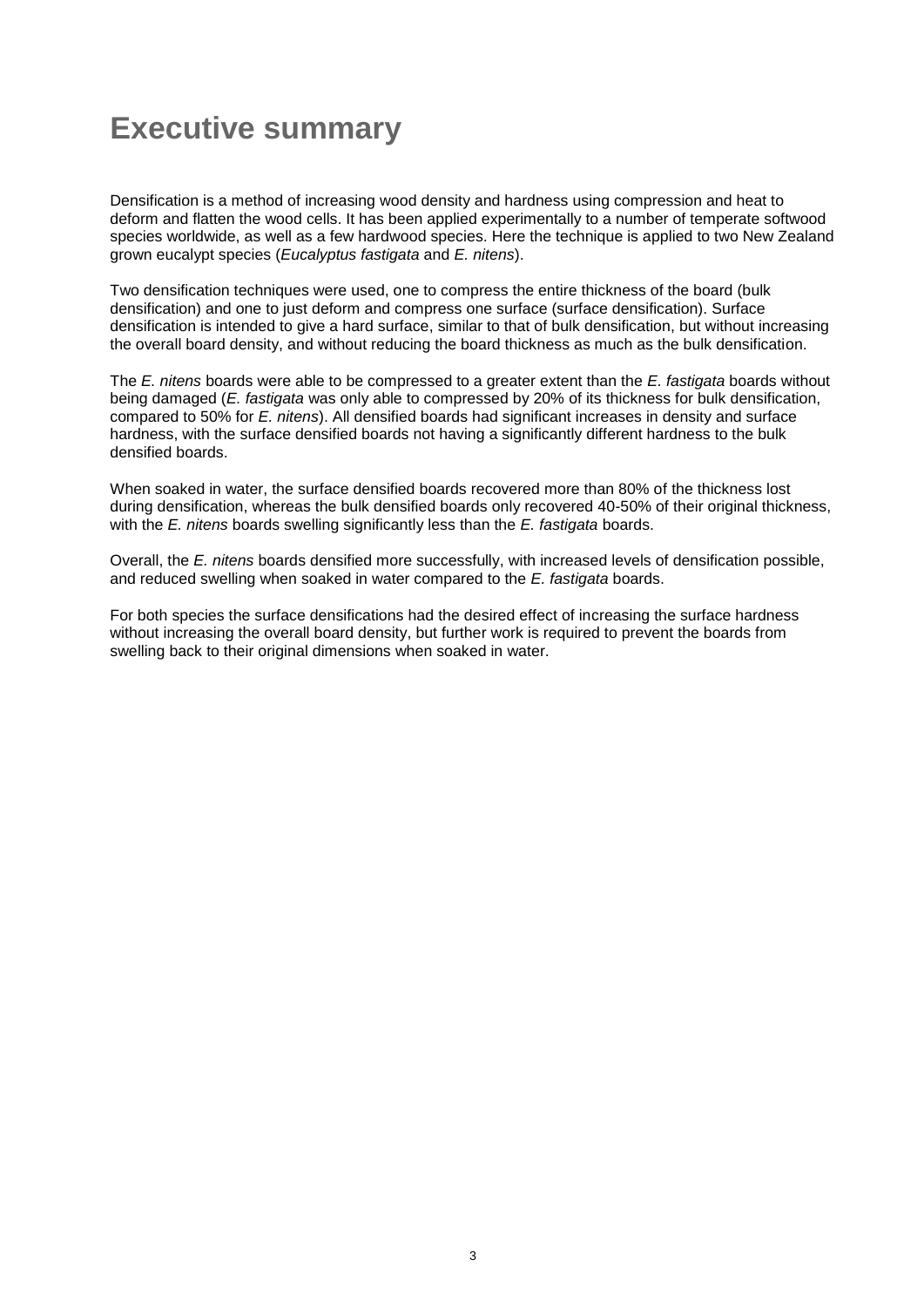# Executive summary

Densification is a method of increasing wood density and hardness using compression and heat to deform and flatten the wood cells. It has been applied experimentally to a number of temperate softwood species worldwide, as well as a few hardwood species. Here the technique is applied to two New Zealand grown eucalypt species (*Eucalyptus fastigata* and *E. nitens*).

Two densification techniques were used, one to compress the entire thickness of the board (bulk densification) and one to just deform and compress one surface (surface densification). Surface densification is intended to give a hard surface, similar to that of bulk densification, but without increasing the overall board density, and without reducing the board thickness as much as the bulk densification.

The *E. nitens* boards were able to be compressed to a greater extent than the *E. fastigata* boards without being damaged (*E. fastigata* was only able to compressed by 20% of its thickness for bulk densification, compared to 50% for *E. nitens*). All densified boards had significant increases in density and surface hardness, with the surface densified boards not having a significantly different hardness to the bulk densified boards.

When soaked in water, the surface densified boards recovered more than 80% of the thickness lost during densification, whereas the bulk densified boards only recovered 40-50% of their original thickness, with the *E. nitens* boards swelling significantly less than the *E. fastigata* boards.

Overall, the *E. nitens* boards densified more successfully, with increased levels of densification possible, and reduced swelling when soaked in water compared to the *E. fastigata* boards.

For both species the surface densifications had the desired effect of increasing the surface hardness without increasing the overall board density, but further work is required to prevent the boards from swelling back to their original dimensions when soaked in water.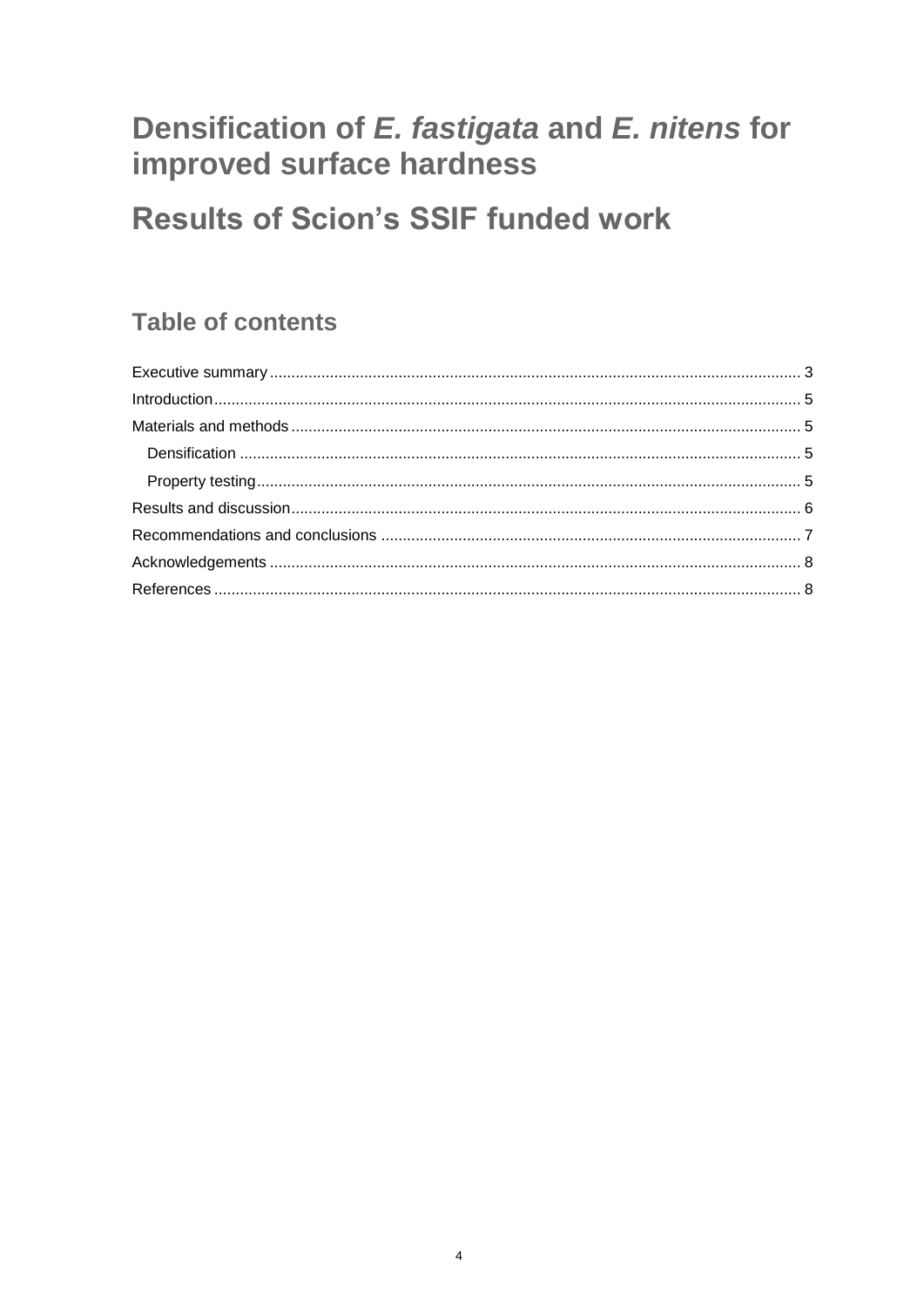# Densification of *E. fastigata* and *E. nitens* for improved surface hardness

# Results of Scion's SSIF funded work

## Table of contents

Executive summary ........................................................................................................................ 3

Introduction ...................................................................................................................................... 5

Materials and methods ................................................................................................................... 5

  Densification ................................................................................................................................ 5

  Property testing ............................................................................................................................ 5

Results and discussion .................................................................................................................... 6

Recommendations and conclusions ............................................................................................... 7

Acknowledgements ......................................................................................................................... 8

References ...................................................................................................................................... 8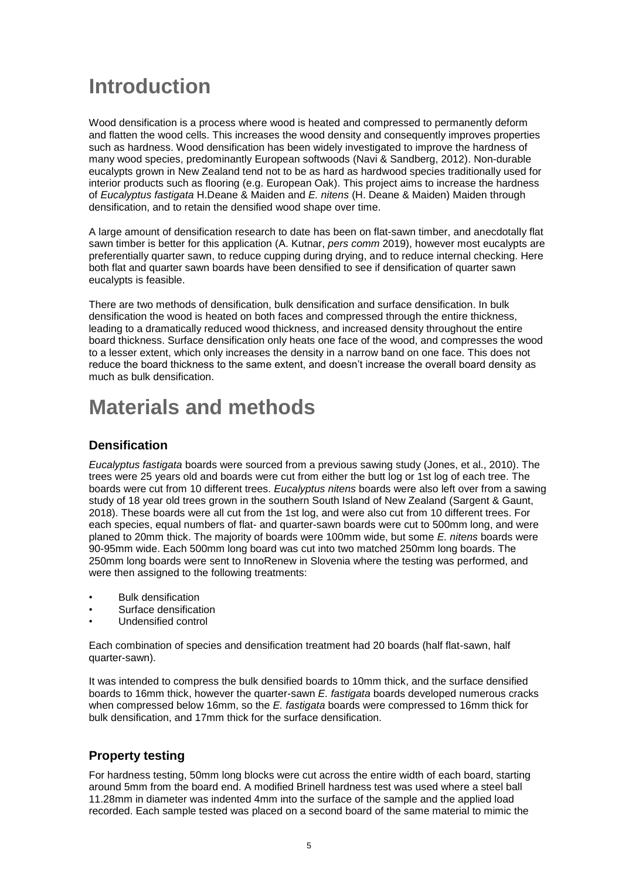# Introduction

Wood densification is a process where wood is heated and compressed to permanently deform and flatten the wood cells. This increases the wood density and consequently improves properties such as hardness. Wood densification has been widely investigated to improve the hardness of many wood species, predominantly European softwoods (Navi & Sandberg, 2012). Non-durable eucalypts grown in New Zealand tend not to be as hard as hardwood species traditionally used for interior products such as flooring (e.g. European Oak). This project aims to increase the hardness of *Eucalyptus fastigata* H.Deane & Maiden and *E. nitens* (H. Deane & Maiden) Maiden through densification, and to retain the densified wood shape over time.

A large amount of densification research to date has been on flat-sawn timber, and anecdotally flat sawn timber is better for this application (A. Kutnar, *pers comm* 2019), however most eucalypts are preferentially quarter sawn, to reduce cupping during drying, and to reduce internal checking. Here both flat and quarter sawn boards have been densified to see if densification of quarter sawn eucalypts is feasible.

There are two methods of densification, bulk densification and surface densification. In bulk densification the wood is heated on both faces and compressed through the entire thickness, leading to a dramatically reduced wood thickness, and increased density throughout the entire board thickness. Surface densification only heats one face of the wood, and compresses the wood to a lesser extent, which only increases the density in a narrow band on one face. This does not reduce the board thickness to the same extent, and doesn't increase the overall board density as much as bulk densification.

# Materials and methods

## Densification

*Eucalyptus fastigata* boards were sourced from a previous sawing study (Jones, et al., 2010). The trees were 25 years old and boards were cut from either the butt log or 1st log of each tree. The boards were cut from 10 different trees. *Eucalyptus nitens* boards were also left over from a sawing study of 18 year old trees grown in the southern South Island of New Zealand (Sargent & Gaunt, 2018). These boards were all cut from the 1st log, and were also cut from 10 different trees. For each species, equal numbers of flat- and quarter-sawn boards were cut to 500mm long, and were planed to 20mm thick. The majority of boards were 100mm wide, but some *E. nitens* boards were 90-95mm wide. Each 500mm long board was cut into two matched 250mm long boards. The 250mm long boards were sent to InnoRenew in Slovenia where the testing was performed, and were then assigned to the following treatments:

- Bulk densification
- Surface densification
- Undensified control

Each combination of species and densification treatment had 20 boards (half flat-sawn, half quarter-sawn).

It was intended to compress the bulk densified boards to 10mm thick, and the surface densified boards to 16mm thick, however the quarter-sawn *E. fastigata* boards developed numerous cracks when compressed below 16mm, so the *E. fastigata* boards were compressed to 16mm thick for bulk densification, and 17mm thick for the surface densification.

## Property testing

For hardness testing, 50mm long blocks were cut across the entire width of each board, starting around 5mm from the board end. A modified Brinell hardness test was used where a steel ball 11.28mm in diameter was indented 4mm into the surface of the sample and the applied load recorded. Each sample tested was placed on a second board of the same material to mimic the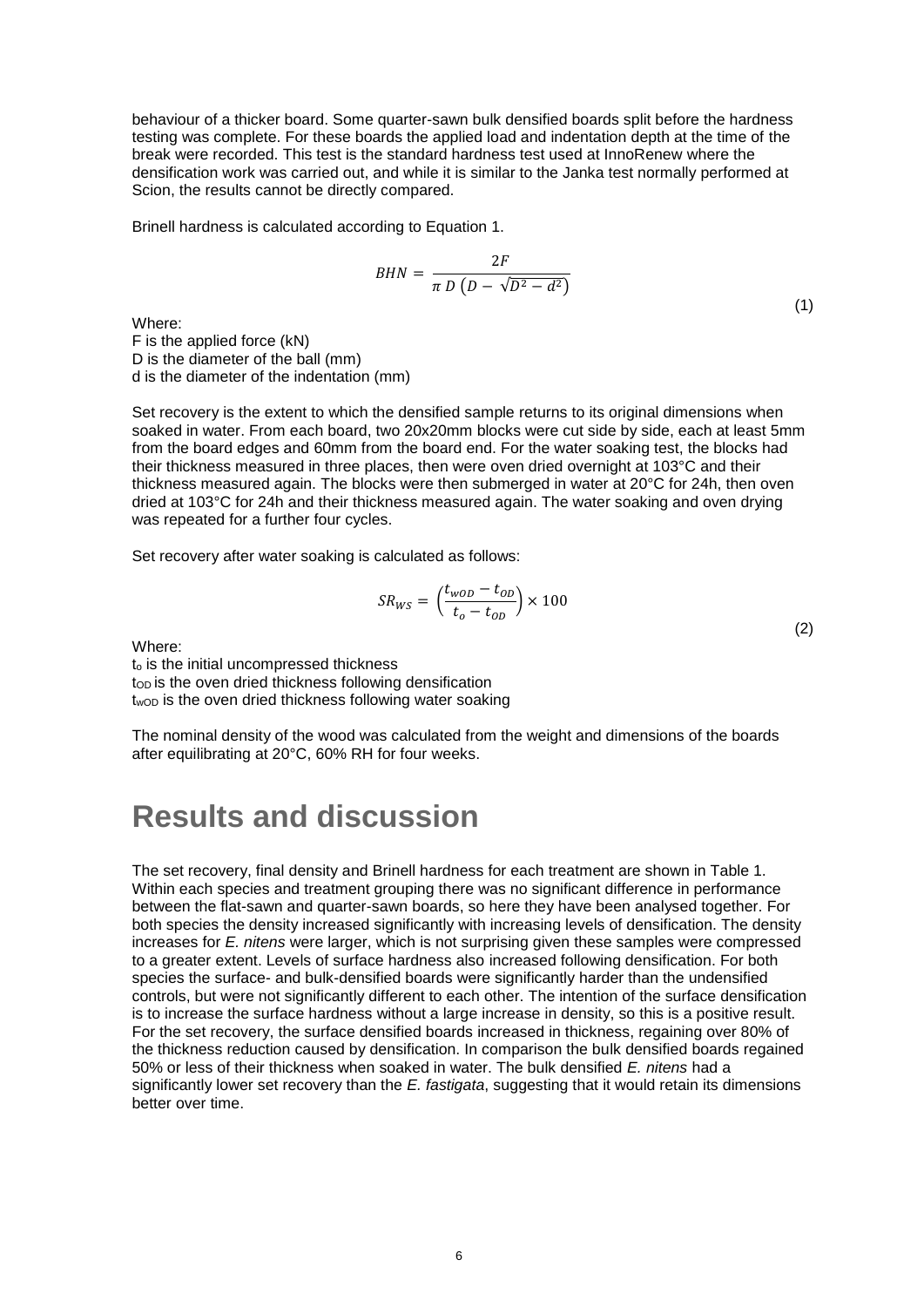behaviour of a thicker board. Some quarter-sawn bulk densified boards split before the hardness testing was complete. For these boards the applied load and indentation depth at the time of the break were recorded. This test is the standard hardness test used at InnoRenew where the densification work was carried out, and while it is similar to the Janka test normally performed at Scion, the results cannot be directly compared.

Brinell hardness is calculated according to Equation 1.

$$BHN = \frac{2F}{\pi \, D \left(D - \sqrt{D^2 - d^2}\right)} \tag{1}$$

Where:
F is the applied force (kN)
D is the diameter of the ball (mm)
d is the diameter of the indentation (mm)

Set recovery is the extent to which the densified sample returns to its original dimensions when soaked in water. From each board, two 20x20mm blocks were cut side by side, each at least 5mm from the board edges and 60mm from the board end. For the water soaking test, the blocks had their thickness measured in three places, then were oven dried overnight at 103°C and their thickness measured again. The blocks were then submerged in water at 20°C for 24h, then oven dried at 103°C for 24h and their thickness measured again. The water soaking and oven drying was repeated for a further four cycles.

Set recovery after water soaking is calculated as follows:

$$SR_{WS} = \left(\frac{t_{wOD} - t_{OD}}{t_o - t_{OD}}\right) \times 100 \tag{2}$$

Where:
$t_o$ is the initial uncompressed thickness
$t_{OD}$ is the oven dried thickness following densification
$t_{wOD}$ is the oven dried thickness following water soaking

The nominal density of the wood was calculated from the weight and dimensions of the boards after equilibrating at 20°C, 60% RH for four weeks.

# Results and discussion

The set recovery, final density and Brinell hardness for each treatment are shown in Table 1. Within each species and treatment grouping there was no significant difference in performance between the flat-sawn and quarter-sawn boards, so here they have been analysed together. For both species the density increased significantly with increasing levels of densification. The density increases for *E. nitens* were larger, which is not surprising given these samples were compressed to a greater extent. Levels of surface hardness also increased following densification. For both species the surface- and bulk-densified boards were significantly harder than the undensified controls, but were not significantly different to each other. The intention of the surface densification is to increase the surface hardness without a large increase in density, so this is a positive result. For the set recovery, the surface densified boards increased in thickness, regaining over 80% of the thickness reduction caused by densification. In comparison the bulk densified boards regained 50% or less of their thickness when soaked in water. The bulk densified *E. nitens* had a significantly lower set recovery than the *E. fastigata*, suggesting that it would retain its dimensions better over time.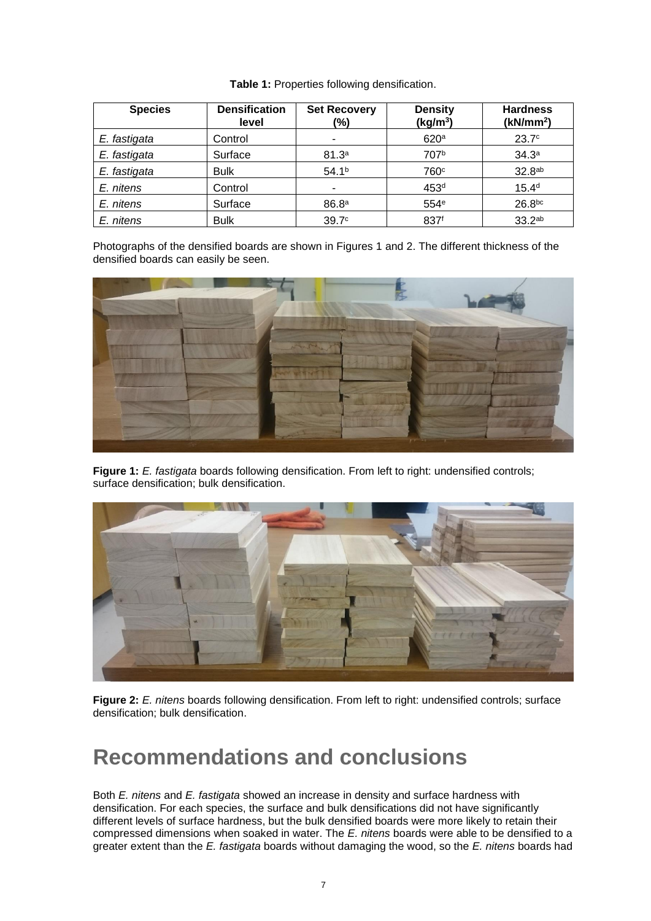**Table 1:** Properties following densification.

| Species | Densification level | Set Recovery (%) | Density (kg/m$^3$) | Hardness (kN/mm$^2$) |
|---|---|---|---|---|
| *E. fastigata* | Control | - | 620$^a$ | 23.7$^c$ |
| *E. fastigata* | Surface | 81.3$^a$ | 707$^b$ | 34.3$^a$ |
| *E. fastigata* | Bulk | 54.1$^b$ | 760$^c$ | 32.8$^{ab}$ |
| *E. nitens* | Control | - | 453$^d$ | 15.4$^d$ |
| *E. nitens* | Surface | 86.8$^a$ | 554$^e$ | 26.8$^{bc}$ |
| *E. nitens* | Bulk | 39.7$^c$ | 837$^f$ | 33.2$^{ab}$ |

Photographs of the densified boards are shown in Figures 1 and 2. The different thickness of the densified boards can easily be seen.

**Figure 1:** *E. fastigata* boards following densification. From left to right: undensified controls; surface densification; bulk densification.

**Figure 2:** *E. nitens* boards following densification. From left to right: undensified controls; surface densification; bulk densification.

# Recommendations and conclusions

Both *E. nitens* and *E. fastigata* showed an increase in density and surface hardness with densification. For each species, the surface and bulk densifications did not have significantly different levels of surface hardness, but the bulk densified boards were more likely to retain their compressed dimensions when soaked in water. The *E. nitens* boards were able to be densified to a greater extent than the *E. fastigata* boards without damaging the wood, so the *E. nitens* boards had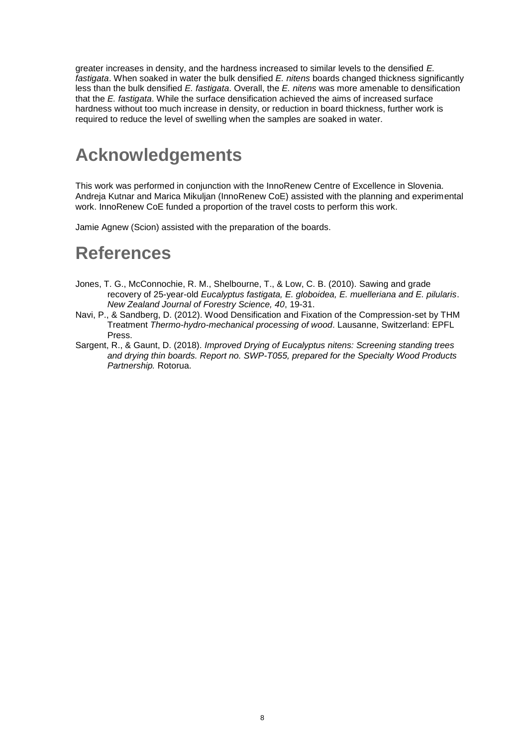greater increases in density, and the hardness increased to similar levels to the densified *E. fastigata*. When soaked in water the bulk densified *E. nitens* boards changed thickness significantly less than the bulk densified *E. fastigata*. Overall, the *E. nitens* was more amenable to densification that the *E. fastigata*. While the surface densification achieved the aims of increased surface hardness without too much increase in density, or reduction in board thickness, further work is required to reduce the level of swelling when the samples are soaked in water.

# Acknowledgements

This work was performed in conjunction with the InnoRenew Centre of Excellence in Slovenia. Andreja Kutnar and Marica Mikuljan (InnoRenew CoE) assisted with the planning and experimental work. InnoRenew CoE funded a proportion of the travel costs to perform this work.

Jamie Agnew (Scion) assisted with the preparation of the boards.

# References

Jones, T. G., McConnochie, R. M., Shelbourne, T., & Low, C. B. (2010). Sawing and grade recovery of 25-year-old *Eucalyptus fastigata, E. globoidea, E. muelleriana and E. pilularis*. *New Zealand Journal of Forestry Science, 40*, 19-31.

Navi, P., & Sandberg, D. (2012). Wood Densification and Fixation of the Compression-set by THM Treatment *Thermo-hydro-mechanical processing of wood*. Lausanne, Switzerland: EPFL Press.

Sargent, R., & Gaunt, D. (2018). *Improved Drying of Eucalyptus nitens: Screening standing trees and drying thin boards. Report no. SWP-T055, prepared for the Specialty Wood Products Partnership.* Rotorua.